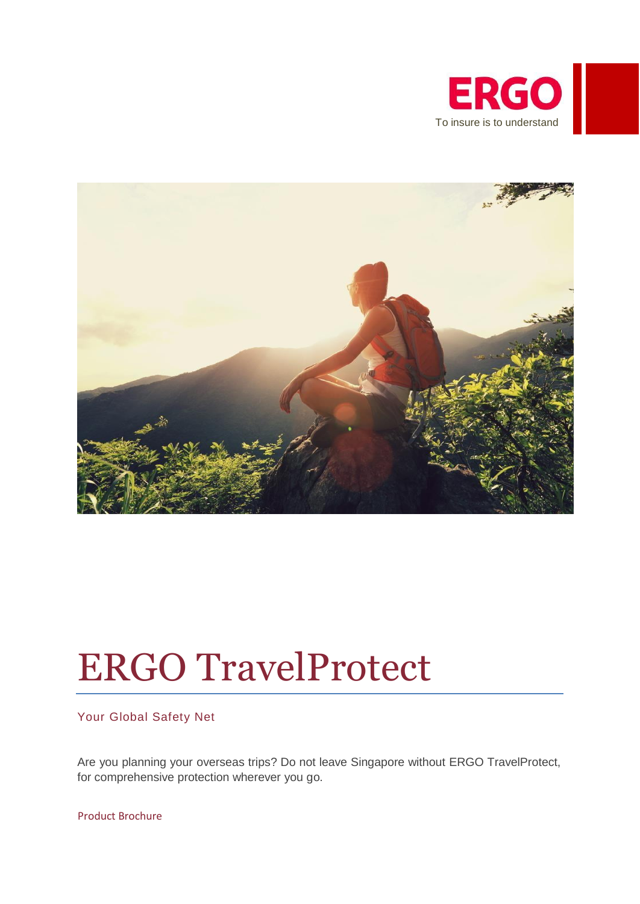ERGO

To insure is to understand

# ERGO TravelProtect

Your Global Safety Net

Are you planning your overseas trips? Do not leave Singapore without ERGO TravelProtect, for comprehensive protection wherever you go.

Product Brochure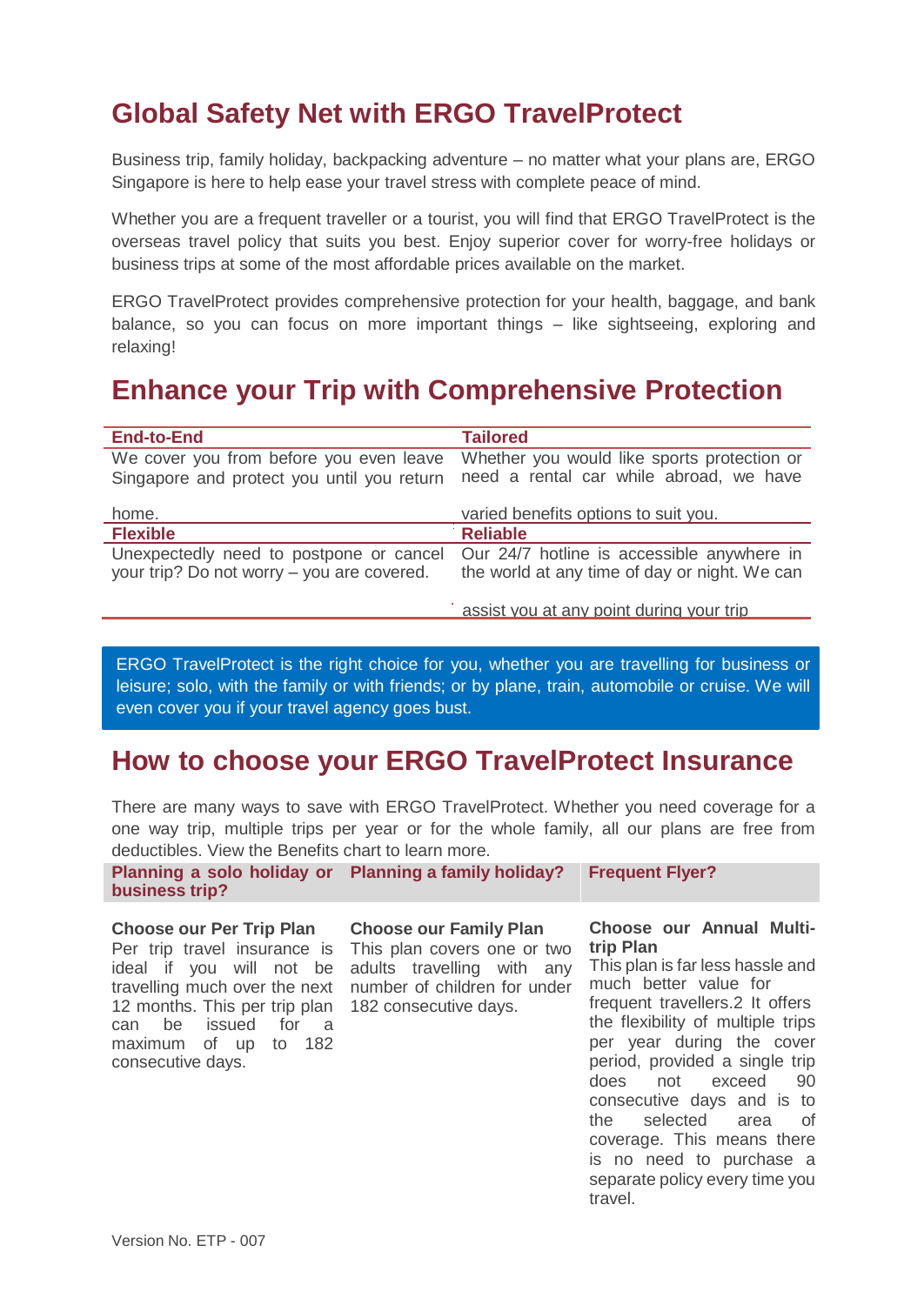## Global Safety Net with ERGO TravelProtect

Business trip, family holiday, backpacking adventure – no matter what your plans are, ERGO Singapore is here to help ease your travel stress with complete peace of mind.

Whether you are a frequent traveller or a tourist, you will find that ERGO TravelProtect is the overseas travel policy that suits you best. Enjoy superior cover for worry-free holidays or business trips at some of the most affordable prices available on the market.

ERGO TravelProtect provides comprehensive protection for your health, baggage, and bank balance, so you can focus on more important things – like sightseeing, exploring and relaxing!

## Enhance your Trip with Comprehensive Protection

| **End-to-End** | **Tailored** |
|---|---|
| We cover you from before you even leave Singapore and protect you until you return home. | Whether you would like sports protection or need a rental car while abroad, we have varied benefits options to suit you. |
| **Flexible** | **Reliable** |
| Unexpectedly need to postpone or cancel your trip? Do not worry – you are covered. | Our 24/7 hotline is accessible anywhere in the world at any time of day or night. We can assist you at any point during your trip |

ERGO TravelProtect is the right choice for you, whether you are travelling for business or leisure; solo, with the family or with friends; or by plane, train, automobile or cruise. We will even cover you if your travel agency goes bust.

## How to choose your ERGO TravelProtect Insurance

There are many ways to save with ERGO TravelProtect. Whether you need coverage for a one way trip, multiple trips per year or for the whole family, all our plans are free from deductibles. View the Benefits chart to learn more.

| Planning a solo holiday or business trip? | Planning a family holiday? | Frequent Flyer? |
|---|---|---|
| **Choose our Per Trip Plan**<br>Per trip travel insurance is ideal if you will not be travelling much over the next 12 months. This per trip plan can be issued for a maximum of up to 182 consecutive days. | **Choose our Family Plan**<br>This plan covers one or two adults travelling with any number of children for under 182 consecutive days. | **Choose our Annual Multi-trip Plan**<br>This plan is far less hassle and much better value for frequent travellers.2 It offers the flexibility of multiple trips per year during the cover period, provided a single trip does not exceed 90 consecutive days and is to the selected area of coverage. This means there is no need to purchase a separate policy every time you travel. |

Version No. ETP - 007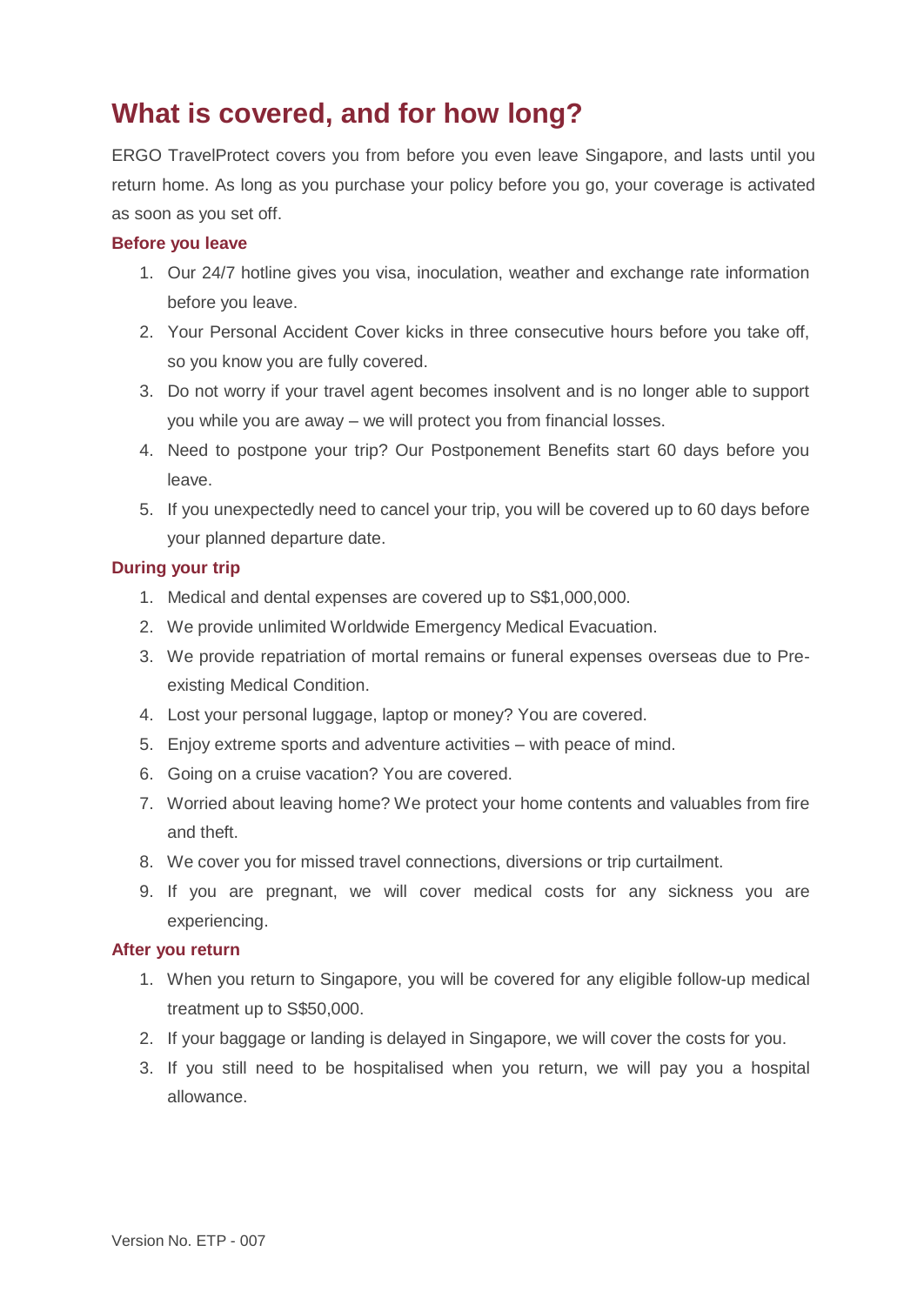# What is covered, and for how long?

ERGO TravelProtect covers you from before you even leave Singapore, and lasts until you return home. As long as you purchase your policy before you go, your coverage is activated as soon as you set off.

### Before you leave

1. Our 24/7 hotline gives you visa, inoculation, weather and exchange rate information before you leave.
2. Your Personal Accident Cover kicks in three consecutive hours before you take off, so you know you are fully covered.
3. Do not worry if your travel agent becomes insolvent and is no longer able to support you while you are away – we will protect you from financial losses.
4. Need to postpone your trip? Our Postponement Benefits start 60 days before you leave.
5. If you unexpectedly need to cancel your trip, you will be covered up to 60 days before your planned departure date.

### During your trip

1. Medical and dental expenses are covered up to S$1,000,000.
2. We provide unlimited Worldwide Emergency Medical Evacuation.
3. We provide repatriation of mortal remains or funeral expenses overseas due to Pre-existing Medical Condition.
4. Lost your personal luggage, laptop or money? You are covered.
5. Enjoy extreme sports and adventure activities – with peace of mind.
6. Going on a cruise vacation? You are covered.
7. Worried about leaving home? We protect your home contents and valuables from fire and theft.
8. We cover you for missed travel connections, diversions or trip curtailment.
9. If you are pregnant, we will cover medical costs for any sickness you are experiencing.

### After you return

1. When you return to Singapore, you will be covered for any eligible follow-up medical treatment up to S$50,000.
2. If your baggage or landing is delayed in Singapore, we will cover the costs for you.
3. If you still need to be hospitalised when you return, we will pay you a hospital allowance.

Version No. ETP - 007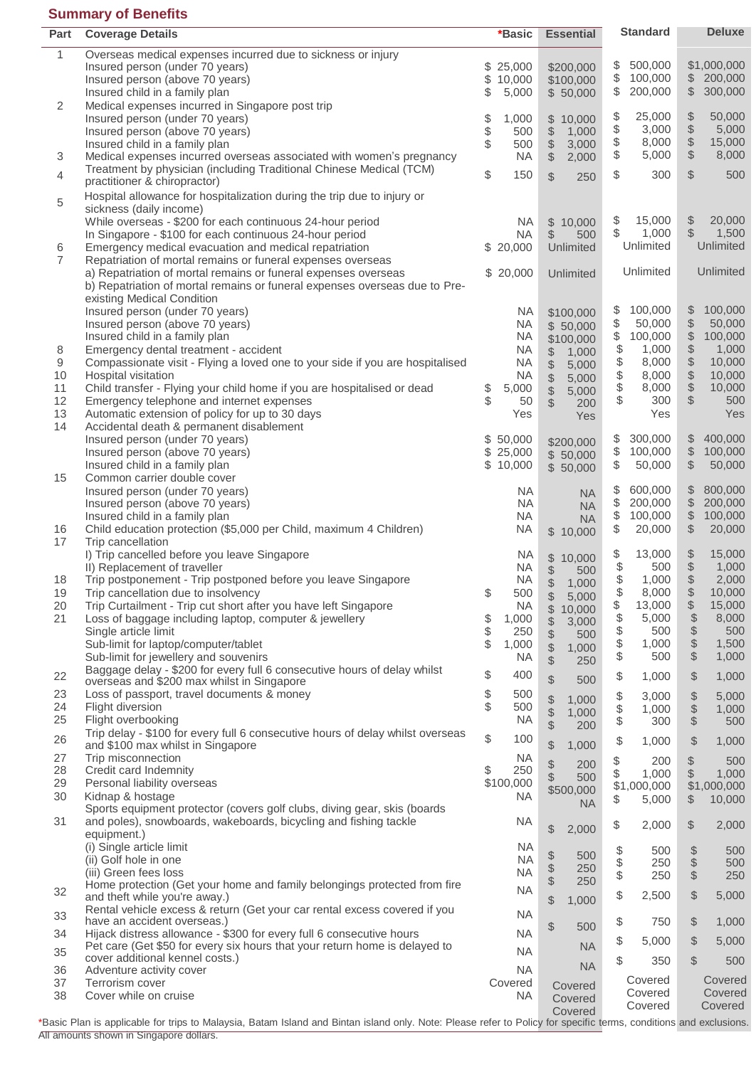## Summary of Benefits

| Part | Coverage Details | *Basic | Essential | Standard | Deluxe |
|---|---|---|---|---|---|
| 1 | Overseas medical expenses incurred due to sickness or injury | | | | |
| | Insured person (under 70 years) | $ 25,000 | $200,000 | $ 500,000 | $1,000,000 |
| | Insured person (above 70 years) | $ 10,000 | $100,000 | $ 100,000 | $ 200,000 |
| | Insured child in a family plan | $ 5,000 | $ 50,000 | $ 200,000 | $ 300,000 |
| 2 | Medical expenses incurred in Singapore post trip | | | | |
| | Insured person (under 70 years) | $ 1,000 | $ 10,000 | $ 25,000 | $ 50,000 |
| | Insured person (above 70 years) | $ 500 | $ 1,000 | $ 3,000 | $ 5,000 |
| | Insured child in a family plan | $ 500 | $ 3,000 | $ 8,000 | $ 15,000 |
| 3 | Medical expenses incurred overseas associated with women's pregnancy | NA | $ 2,000 | $ 5,000 | $ 8,000 |
| 4 | Treatment by physician (including Traditional Chinese Medical (TCM) practitioner & chiropractor) | $ 150 | $ 250 | $ 300 | $ 500 |
| 5 | Hospital allowance for hospitalization during the trip due to injury or sickness (daily income) | | | | |
| | While overseas - $200 for each continuous 24-hour period | NA | $ 10,000 | $ 15,000 | $ 20,000 |
| | In Singapore - $100 for each continuous 24-hour period | NA | $ 500 | $ 1,000 | $ 1,500 |
| 6 | Emergency medical evacuation and medical repatriation | $ 20,000 | Unlimited | Unlimited | Unlimited |
| 7 | Repatriation of mortal remains or funeral expenses overseas | | | | |
| | a) Repatriation of mortal remains or funeral expenses overseas | $ 20,000 | Unlimited | Unlimited | Unlimited |
| | b) Repatriation of mortal remains or funeral expenses overseas due to Pre-existing Medical Condition | | | | |
| | Insured person (under 70 years) | NA | $100,000 | $ 100,000 | $ 100,000 |
| | Insured person (above 70 years) | NA | $ 50,000 | $ 50,000 | $ 50,000 |
| | Insured child in a family plan | NA | $100,000 | $ 100,000 | $ 100,000 |
| 8 | Emergency dental treatment - accident | NA | $ 1,000 | $ 1,000 | $ 1,000 |
| 9 | Compassionate visit - Flying a loved one to your side if you are hospitalised | NA | $ 5,000 | $ 8,000 | $ 10,000 |
| 10 | Hospital visitation | NA | $ 5,000 | $ 8,000 | $ 10,000 |
| 11 | Child transfer - Flying your child home if you are hospitalised or dead | $ 5,000 | $ 5,000 | $ 8,000 | $ 10,000 |
| 12 | Emergency telephone and internet expenses | $ 50 | $ 200 | $ 300 | $ 500 |
| 13 | Automatic extension of policy for up to 30 days | Yes | Yes | Yes | Yes |
| 14 | Accidental death & permanent disablement | | | | |
| | Insured person (under 70 years) | $ 50,000 | $200,000 | $ 300,000 | $ 400,000 |
| | Insured person (above 70 years) | $ 25,000 | $ 50,000 | $ 100,000 | $ 100,000 |
| | Insured child in a family plan | $ 10,000 | $ 50,000 | $ 50,000 | $ 50,000 |
| 15 | Common carrier double cover | | | | |
| | Insured person (under 70 years) | NA | NA | $ 600,000 | $ 800,000 |
| | Insured person (above 70 years) | NA | NA | $ 200,000 | $ 200,000 |
| | Insured child in a family plan | NA | NA | $ 100,000 | $ 100,000 |
| 16 | Child education protection ($5,000 per Child, maximum 4 Children) | NA | $ 10,000 | $ 20,000 | $ 20,000 |
| 17 | Trip cancellation | | | | |
| | I) Trip cancelled before you leave Singapore | NA | $ 10,000 | $ 13,000 | $ 15,000 |
| | II) Replacement of traveller | NA | $ 500 | $ 500 | $ 1,000 |
| 18 | Trip postponement - Trip postponed before you leave Singapore | NA | $ 1,000 | $ 1,000 | $ 2,000 |
| 19 | Trip cancellation due to insolvency | $ 500 | $ 5,000 | $ 8,000 | $ 10,000 |
| 20 | Trip Curtailment - Trip cut short after you have left Singapore | NA | $ 10,000 | $ 13,000 | $ 15,000 |
| 21 | Loss of baggage including laptop, computer & jewellery | $ 1,000 | $ 3,000 | $ 5,000 | $ 8,000 |
| | Single article limit | $ 250 | $ 500 | $ 500 | $ 500 |
| | Sub-limit for laptop/computer/tablet | $ 1,000 | $ 1,000 | $ 1,000 | $ 1,500 |
| | Sub-limit for jewellery and souvenirs | NA | $ 250 | $ 500 | $ 1,000 |
| 22 | Baggage delay - $200 for every full 6 consecutive hours of delay whilst overseas and $200 max whilst in Singapore | $ 400 | $ 500 | $ 1,000 | $ 1,000 |
| 23 | Loss of passport, travel documents & money | $ 500 | $ 1,000 | $ 3,000 | $ 5,000 |
| 24 | Flight diversion | $ 500 | $ 1,000 | $ 1,000 | $ 1,000 |
| 25 | Flight overbooking | NA | $ 200 | $ 300 | $ 500 |
| 26 | Trip delay - $100 for every full 6 consecutive hours of delay whilst overseas and $100 max whilst in Singapore | $ 100 | $ 1,000 | $ 1,000 | $ 1,000 |
| 27 | Trip misconnection | NA | $ 200 | $ 200 | $ 500 |
| 28 | Credit card Indemnity | $ 250 | $ 500 | $ 1,000 | $ 1,000 |
| 29 | Personal liability overseas | $100,000 | $500,000 | $1,000,000 | $1,000,000 |
| 30 | Kidnap & hostage | NA | NA | $ 5,000 | $ 10,000 |
| 31 | Sports equipment protector (covers golf clubs, diving gear, skis (boards and poles), snowboards, wakeboards, bicycling and fishing tackle equipment.) | NA | $ 2,000 | $ 2,000 | $ 2,000 |
| | (i) Single article limit | NA | $ 500 | $ 500 | $ 500 |
| | (ii) Golf hole in one | NA | $ 250 | $ 250 | $ 500 |
| | (iii) Green fees loss | NA | $ 250 | $ 250 | $ 250 |
| 32 | Home protection (Get your home and family belongings protected from fire and theft while you're away.) | NA | $ 1,000 | $ 2,500 | $ 5,000 |
| 33 | Rental vehicle excess & return (Get your car rental excess covered if you have an accident overseas.) | NA | $ 500 | $ 750 | $ 1,000 |
| 34 | Hijack distress allowance - $300 for every full 6 consecutive hours | NA | NA | $ 5,000 | $ 5,000 |
| 35 | Pet care (Get $50 for every six hours that your return home is delayed to cover additional kennel costs.) | NA | NA | $ 350 | $ 500 |
| 36 | Adventure activity cover | NA | Covered | Covered | Covered |
| 37 | Terrorism cover | Covered | Covered | Covered | Covered |
| 38 | Cover while on cruise | NA | Covered | Covered | Covered |

*Basic Plan is applicable for trips to Malaysia, Batam Island and Bintan island only. Note: Please refer to Policy for specific terms, conditions and exclusions.
All amounts shown in Singapore dollars.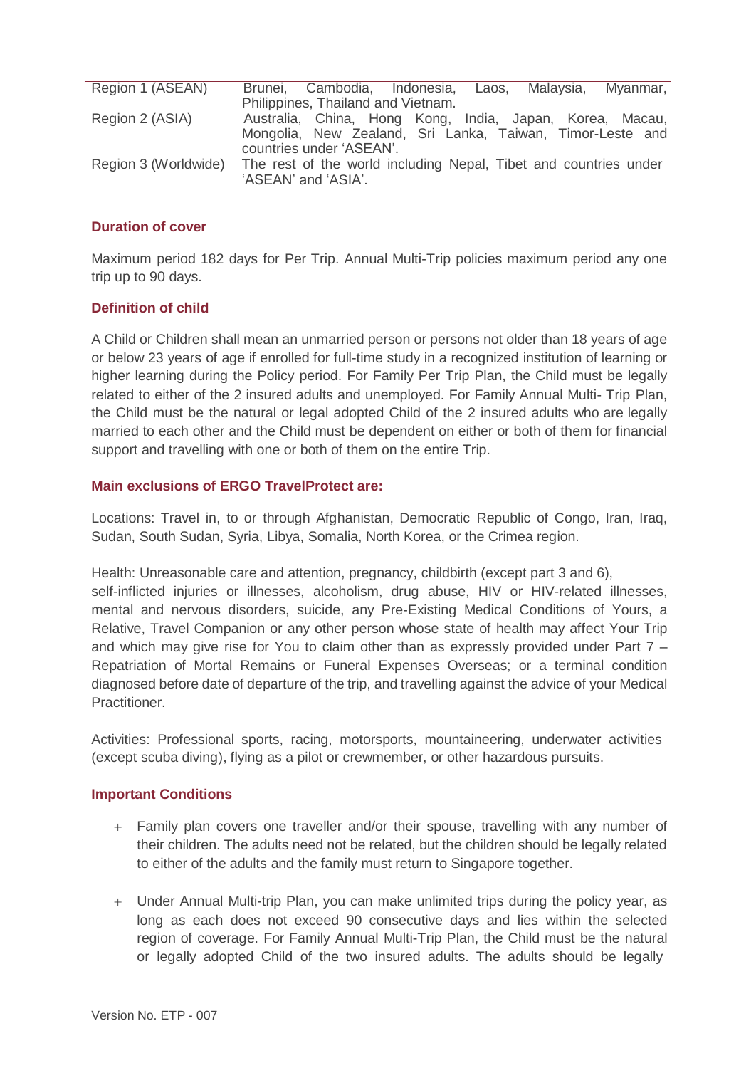| | |
|---|---|
| Region 1 (ASEAN) | Brunei, Cambodia, Indonesia, Laos, Malaysia, Myanmar, Philippines, Thailand and Vietnam. |
| Region 2 (ASIA) | Australia, China, Hong Kong, India, Japan, Korea, Macau, Mongolia, New Zealand, Sri Lanka, Taiwan, Timor-Leste and countries under 'ASEAN'. |
| Region 3 (Worldwide) | The rest of the world including Nepal, Tibet and countries under 'ASEAN' and 'ASIA'. |

### Duration of cover

Maximum period 182 days for Per Trip. Annual Multi-Trip policies maximum period any one trip up to 90 days.

### Definition of child

A Child or Children shall mean an unmarried person or persons not older than 18 years of age or below 23 years of age if enrolled for full-time study in a recognized institution of learning or higher learning during the Policy period. For Family Per Trip Plan, the Child must be legally related to either of the 2 insured adults and unemployed. For Family Annual Multi- Trip Plan, the Child must be the natural or legal adopted Child of the 2 insured adults who are legally married to each other and the Child must be dependent on either or both of them for financial support and travelling with one or both of them on the entire Trip.

### Main exclusions of ERGO TravelProtect are:

Locations: Travel in, to or through Afghanistan, Democratic Republic of Congo, Iran, Iraq, Sudan, South Sudan, Syria, Libya, Somalia, North Korea, or the Crimea region.

Health: Unreasonable care and attention, pregnancy, childbirth (except part 3 and 6), self-inflicted injuries or illnesses, alcoholism, drug abuse, HIV or HIV-related illnesses, mental and nervous disorders, suicide, any Pre-Existing Medical Conditions of Yours, a Relative, Travel Companion or any other person whose state of health may affect Your Trip and which may give rise for You to claim other than as expressly provided under Part 7 – Repatriation of Mortal Remains or Funeral Expenses Overseas; or a terminal condition diagnosed before date of departure of the trip, and travelling against the advice of your Medical Practitioner.

Activities: Professional sports, racing, motorsports, mountaineering, underwater activities (except scuba diving), flying as a pilot or crewmember, or other hazardous pursuits.

### Important Conditions

+ Family plan covers one traveller and/or their spouse, travelling with any number of their children. The adults need not be related, but the children should be legally related to either of the adults and the family must return to Singapore together.

+ Under Annual Multi-trip Plan, you can make unlimited trips during the policy year, as long as each does not exceed 90 consecutive days and lies within the selected region of coverage. For Family Annual Multi-Trip Plan, the Child must be the natural or legally adopted Child of the two insured adults. The adults should be legally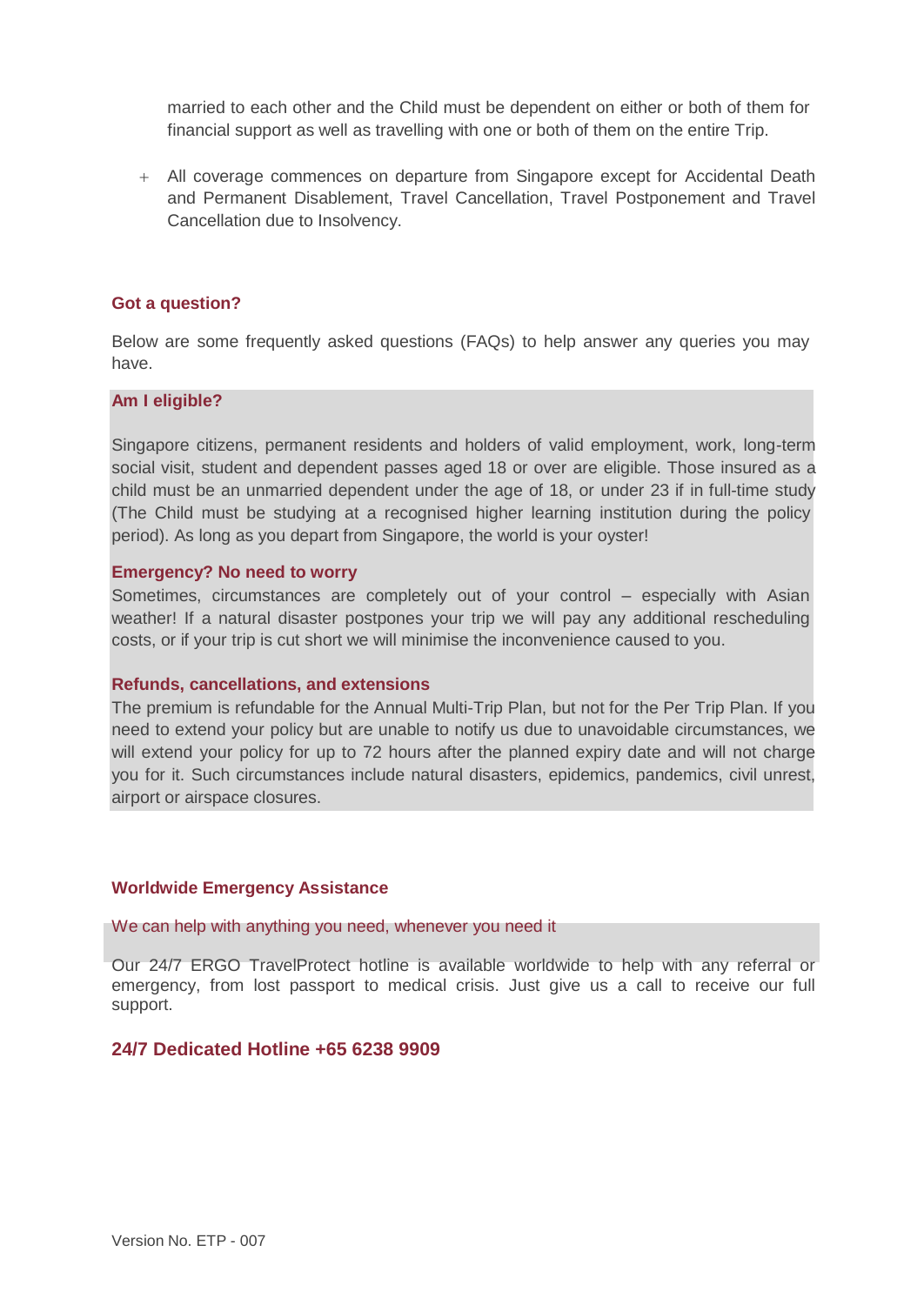married to each other and the Child must be dependent on either or both of them for financial support as well as travelling with one or both of them on the entire Trip.

+ All coverage commences on departure from Singapore except for Accidental Death and Permanent Disablement, Travel Cancellation, Travel Postponement and Travel Cancellation due to Insolvency.

## Got a question?

Below are some frequently asked questions (FAQs) to help answer any queries you may have.

### Am I eligible?

Singapore citizens, permanent residents and holders of valid employment, work, long-term social visit, student and dependent passes aged 18 or over are eligible. Those insured as a child must be an unmarried dependent under the age of 18, or under 23 if in full-time study (The Child must be studying at a recognised higher learning institution during the policy period). As long as you depart from Singapore, the world is your oyster!

### Emergency? No need to worry

Sometimes, circumstances are completely out of your control – especially with Asian weather! If a natural disaster postpones your trip we will pay any additional rescheduling costs, or if your trip is cut short we will minimise the inconvenience caused to you.

### Refunds, cancellations, and extensions

The premium is refundable for the Annual Multi-Trip Plan, but not for the Per Trip Plan. If you need to extend your policy but are unable to notify us due to unavoidable circumstances, we will extend your policy for up to 72 hours after the planned expiry date and will not charge you for it. Such circumstances include natural disasters, epidemics, pandemics, civil unrest, airport or airspace closures.

## Worldwide Emergency Assistance

We can help with anything you need, whenever you need it

Our 24/7 ERGO TravelProtect hotline is available worldwide to help with any referral or emergency, from lost passport to medical crisis. Just give us a call to receive our full support.

## 24/7 Dedicated Hotline +65 6238 9909

Version No. ETP - 007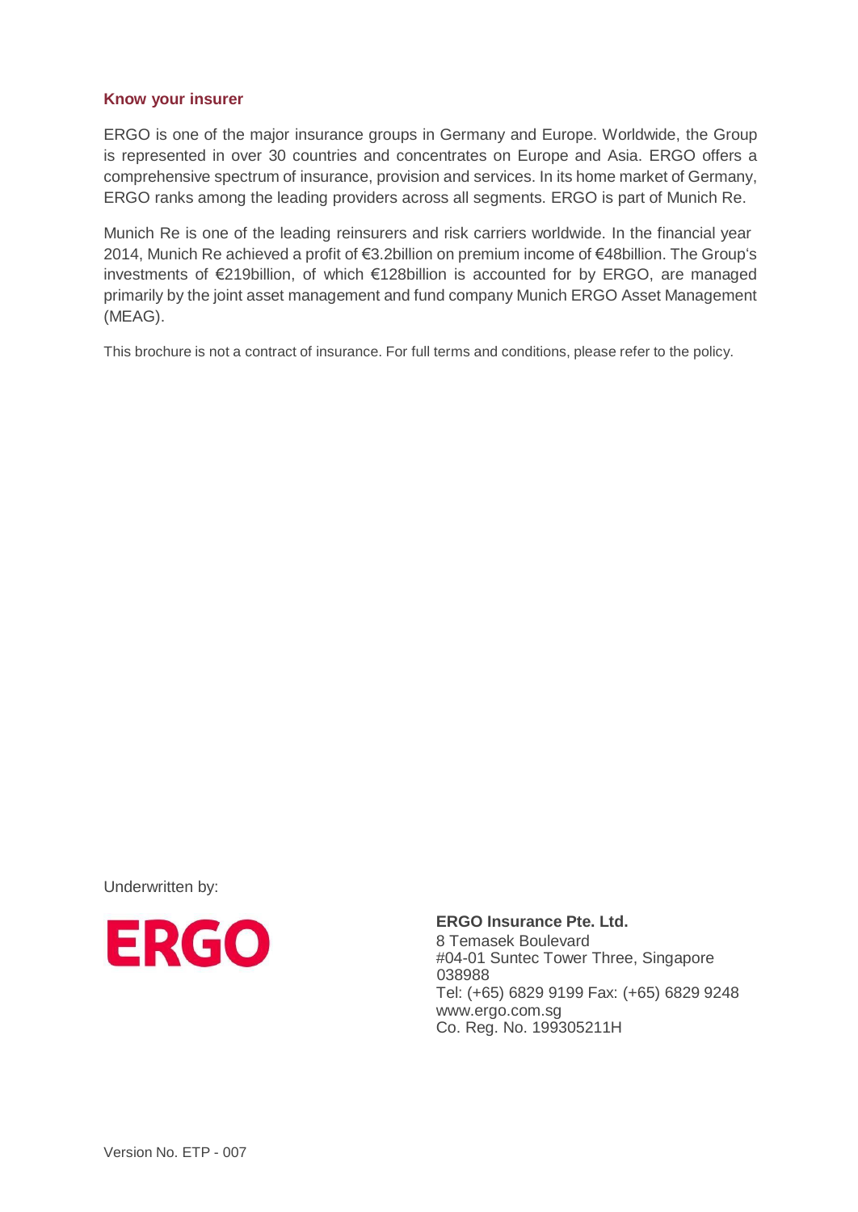## Know your insurer

ERGO is one of the major insurance groups in Germany and Europe. Worldwide, the Group is represented in over 30 countries and concentrates on Europe and Asia. ERGO offers a comprehensive spectrum of insurance, provision and services. In its home market of Germany, ERGO ranks among the leading providers across all segments. ERGO is part of Munich Re.

Munich Re is one of the leading reinsurers and risk carriers worldwide. In the financial year 2014, Munich Re achieved a profit of €3.2billion on premium income of €48billion. The Group's investments of €219billion, of which €128billion is accounted for by ERGO, are managed primarily by the joint asset management and fund company Munich ERGO Asset Management (MEAG).

This brochure is not a contract of insurance. For full terms and conditions, please refer to the policy.

Underwritten by:

ERGO

**ERGO Insurance Pte. Ltd.**
8 Temasek Boulevard
#04-01 Suntec Tower Three, Singapore 038988
Tel: (+65) 6829 9199 Fax: (+65) 6829 9248
www.ergo.com.sg
Co. Reg. No. 199305211H

Version No. ETP - 007